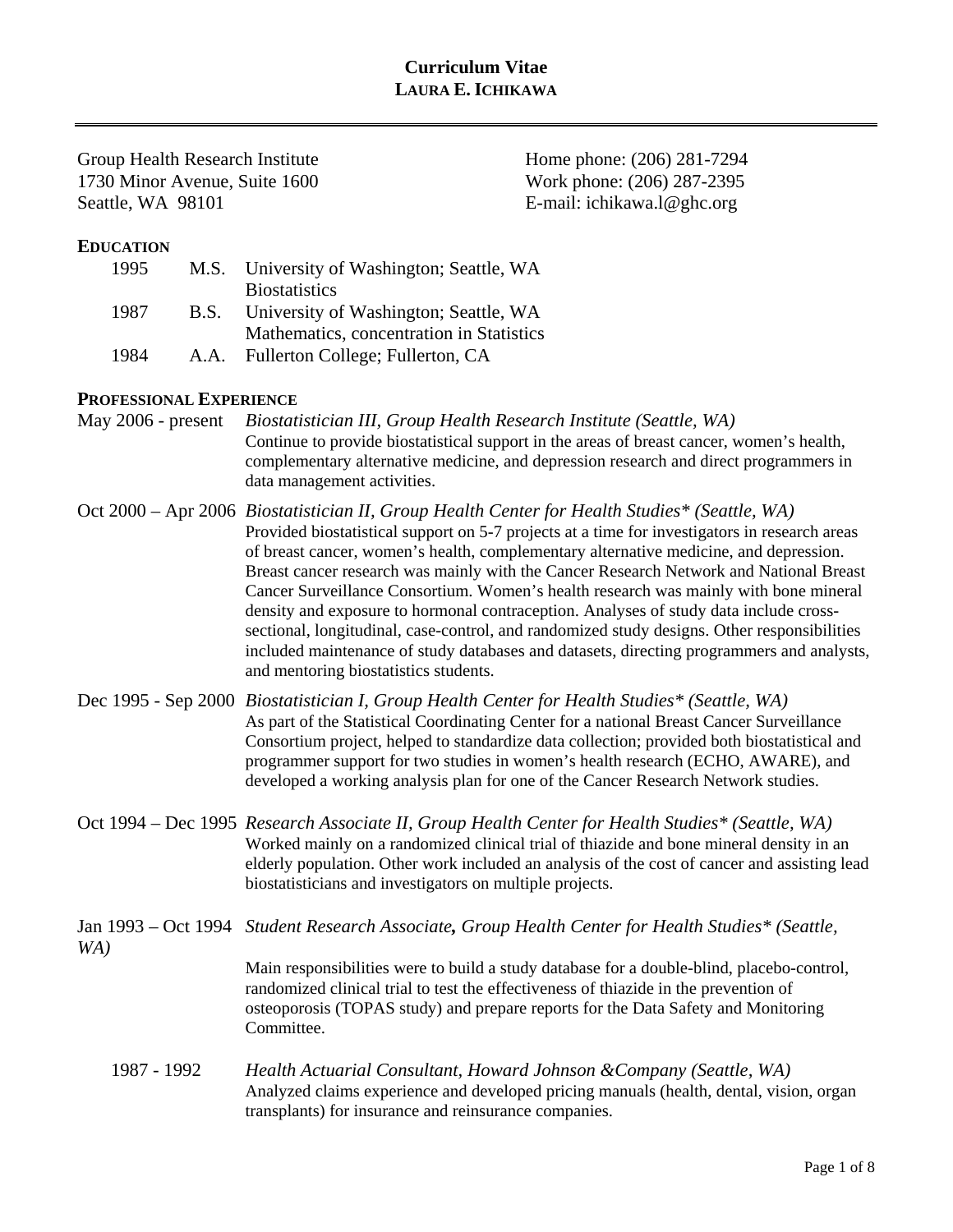# Curriculum Vitae
## LAURA E. ICHIKAWA

---

Group Health Research Institute
1730 Minor Avenue, Suite 1600
Seattle, WA 98101

Home phone: (206) 281-7294
Work phone: (206) 287-2395
E-mail: ichikawa.l@ghc.org

### EDUCATION

| | | |
|---|---|---|
| 1995 | M.S. | University of Washington; Seattle, WA<br>Biostatistics |
| 1987 | B.S. | University of Washington; Seattle, WA<br>Mathematics, concentration in Statistics |
| 1984 | A.A. | Fullerton College; Fullerton, CA |

### PROFESSIONAL EXPERIENCE

**May 2006 - present** *Biostatistician III, Group Health Research Institute (Seattle, WA)*
Continue to provide biostatistical support in the areas of breast cancer, women's health, complementary alternative medicine, and depression research and direct programmers in data management activities.

**Oct 2000 – Apr 2006** *Biostatistician II, Group Health Center for Health Studies* (Seattle, WA)*
Provided biostatistical support on 5-7 projects at a time for investigators in research areas of breast cancer, women's health, complementary alternative medicine, and depression. Breast cancer research was mainly with the Cancer Research Network and National Breast Cancer Surveillance Consortium. Women's health research was mainly with bone mineral density and exposure to hormonal contraception. Analyses of study data include cross-sectional, longitudinal, case-control, and randomized study designs. Other responsibilities included maintenance of study databases and datasets, directing programmers and analysts, and mentoring biostatistics students.

**Dec 1995 - Sep 2000** *Biostatistician I, Group Health Center for Health Studies* (Seattle, WA)*
As part of the Statistical Coordinating Center for a national Breast Cancer Surveillance Consortium project, helped to standardize data collection; provided both biostatistical and programmer support for two studies in women's health research (ECHO, AWARE), and developed a working analysis plan for one of the Cancer Research Network studies.

**Oct 1994 – Dec 1995** *Research Associate II, Group Health Center for Health Studies* (Seattle, WA)*
Worked mainly on a randomized clinical trial of thiazide and bone mineral density in an elderly population. Other work included an analysis of the cost of cancer and assisting lead biostatisticians and investigators on multiple projects.

**Jan 1993 – Oct 1994** *Student Research Associate**, *Group Health Center for Health Studies* (Seattle, WA)*
Main responsibilities were to build a study database for a double-blind, placebo-control, randomized clinical trial to test the effectiveness of thiazide in the prevention of osteoporosis (TOPAS study) and prepare reports for the Data Safety and Monitoring Committee.

**1987 - 1992** *Health Actuarial Consultant, Howard Johnson &Company (Seattle, WA)*
Analyzed claims experience and developed pricing manuals (health, dental, vision, organ transplants) for insurance and reinsurance companies.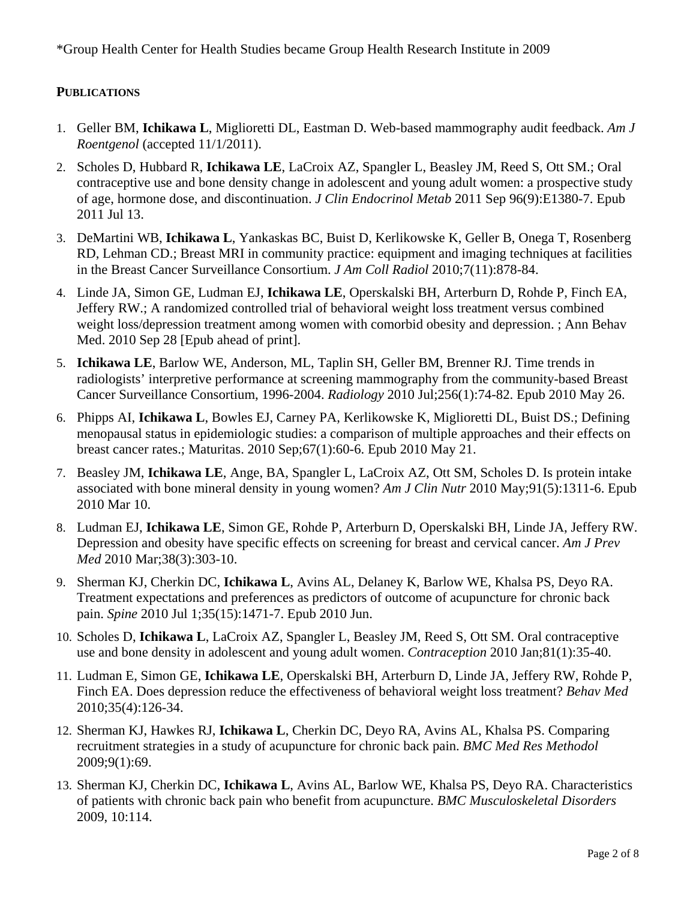*Group Health Center for Health Studies became Group Health Research Institute in 2009

**PUBLICATIONS**

1. Geller BM, **Ichikawa L**, Miglioretti DL, Eastman D. Web-based mammography audit feedback. *Am J Roentgenol* (accepted 11/1/2011).
2. Scholes D, Hubbard R, **Ichikawa LE**, LaCroix AZ, Spangler L, Beasley JM, Reed S, Ott SM.; Oral contraceptive use and bone density change in adolescent and young adult women: a prospective study of age, hormone dose, and discontinuation. *J Clin Endocrinol Metab* 2011 Sep 96(9):E1380-7. Epub 2011 Jul 13.
3. DeMartini WB, **Ichikawa L**, Yankaskas BC, Buist D, Kerlikowske K, Geller B, Onega T, Rosenberg RD, Lehman CD.; Breast MRI in community practice: equipment and imaging techniques at facilities in the Breast Cancer Surveillance Consortium. *J Am Coll Radiol* 2010;7(11):878-84.
4. Linde JA, Simon GE, Ludman EJ, **Ichikawa LE**, Operskalski BH, Arterburn D, Rohde P, Finch EA, Jeffery RW.; A randomized controlled trial of behavioral weight loss treatment versus combined weight loss/depression treatment among women with comorbid obesity and depression. ; Ann Behav Med. 2010 Sep 28 [Epub ahead of print].
5. **Ichikawa LE**, Barlow WE, Anderson, ML, Taplin SH, Geller BM, Brenner RJ. Time trends in radiologists' interpretive performance at screening mammography from the community-based Breast Cancer Surveillance Consortium, 1996-2004. *Radiology* 2010 Jul;256(1):74-82. Epub 2010 May 26.
6. Phipps AI, **Ichikawa L**, Bowles EJ, Carney PA, Kerlikowske K, Miglioretti DL, Buist DS.; Defining menopausal status in epidemiologic studies: a comparison of multiple approaches and their effects on breast cancer rates.; Maturitas. 2010 Sep;67(1):60-6. Epub 2010 May 21.
7. Beasley JM, **Ichikawa LE**, Ange, BA, Spangler L, LaCroix AZ, Ott SM, Scholes D. Is protein intake associated with bone mineral density in young women? *Am J Clin Nutr* 2010 May;91(5):1311-6. Epub 2010 Mar 10.
8. Ludman EJ, **Ichikawa LE**, Simon GE, Rohde P, Arterburn D, Operskalski BH, Linde JA, Jeffery RW. Depression and obesity have specific effects on screening for breast and cervical cancer. *Am J Prev Med* 2010 Mar;38(3):303-10.
9. Sherman KJ, Cherkin DC, **Ichikawa L**, Avins AL, Delaney K, Barlow WE, Khalsa PS, Deyo RA. Treatment expectations and preferences as predictors of outcome of acupuncture for chronic back pain. *Spine* 2010 Jul 1;35(15):1471-7. Epub 2010 Jun.
10. Scholes D, **Ichikawa L**, LaCroix AZ, Spangler L, Beasley JM, Reed S, Ott SM. Oral contraceptive use and bone density in adolescent and young adult women. *Contraception* 2010 Jan;81(1):35-40.
11. Ludman E, Simon GE, **Ichikawa LE**, Operskalski BH, Arterburn D, Linde JA, Jeffery RW, Rohde P, Finch EA. Does depression reduce the effectiveness of behavioral weight loss treatment? *Behav Med* 2010;35(4):126-34.
12. Sherman KJ, Hawkes RJ, **Ichikawa L**, Cherkin DC, Deyo RA, Avins AL, Khalsa PS. Comparing recruitment strategies in a study of acupuncture for chronic back pain. *BMC Med Res Methodol* 2009;9(1):69.
13. Sherman KJ, Cherkin DC, **Ichikawa L**, Avins AL, Barlow WE, Khalsa PS, Deyo RA. Characteristics of patients with chronic back pain who benefit from acupuncture. *BMC Musculoskeletal Disorders* 2009, 10:114.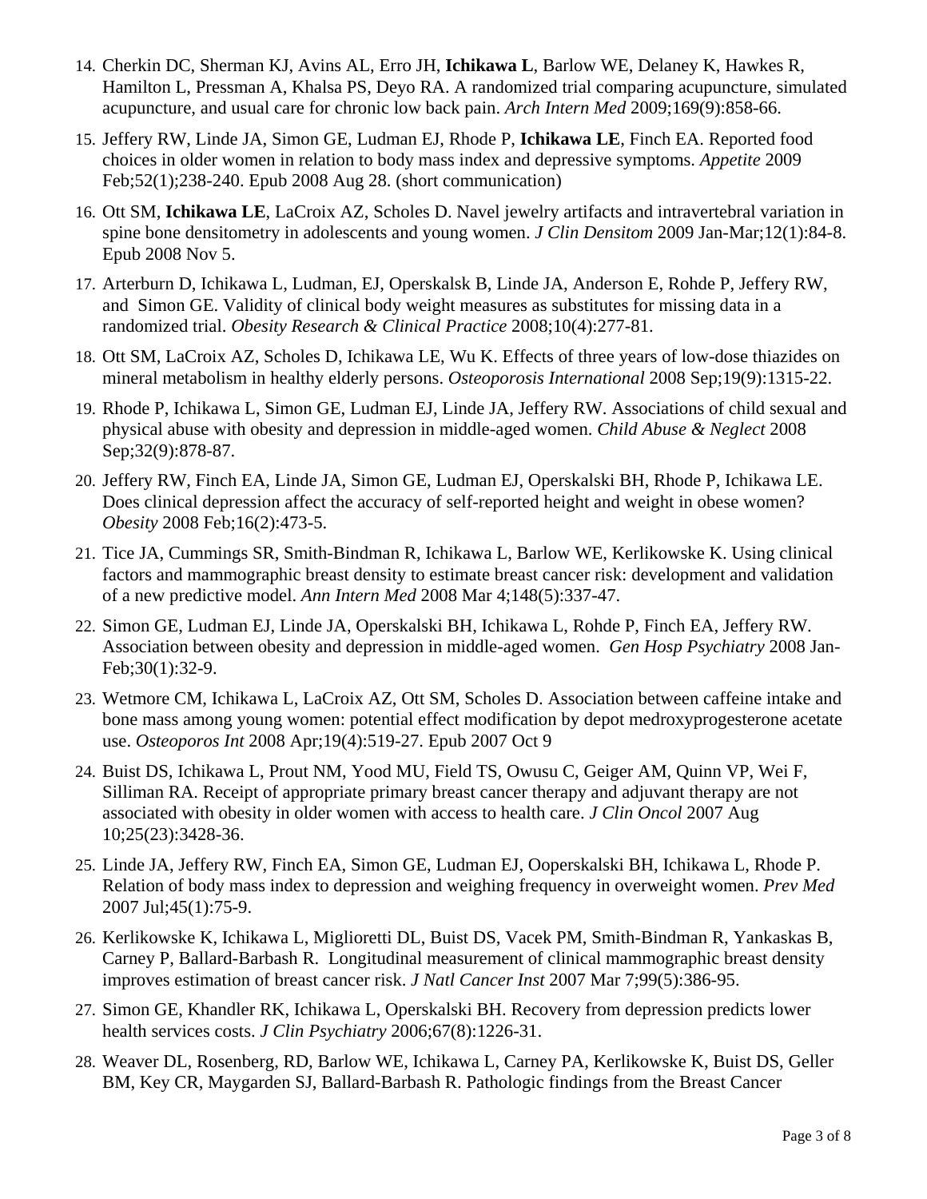14. Cherkin DC, Sherman KJ, Avins AL, Erro JH, **Ichikawa L**, Barlow WE, Delaney K, Hawkes R, Hamilton L, Pressman A, Khalsa PS, Deyo RA. A randomized trial comparing acupuncture, simulated acupuncture, and usual care for chronic low back pain. *Arch Intern Med* 2009;169(9):858-66.
15. Jeffery RW, Linde JA, Simon GE, Ludman EJ, Rhode P, **Ichikawa LE**, Finch EA. Reported food choices in older women in relation to body mass index and depressive symptoms. *Appetite* 2009 Feb;52(1);238-240. Epub 2008 Aug 28. (short communication)
16. Ott SM, **Ichikawa LE**, LaCroix AZ, Scholes D. Navel jewelry artifacts and intravertebral variation in spine bone densitometry in adolescents and young women. *J Clin Densitom* 2009 Jan-Mar;12(1):84-8. Epub 2008 Nov 5.
17. Arterburn D, Ichikawa L, Ludman, EJ, Operskalsk B, Linde JA, Anderson E, Rohde P, Jeffery RW, and Simon GE. Validity of clinical body weight measures as substitutes for missing data in a randomized trial. *Obesity Research & Clinical Practice* 2008;10(4):277-81.
18. Ott SM, LaCroix AZ, Scholes D, Ichikawa LE, Wu K. Effects of three years of low-dose thiazides on mineral metabolism in healthy elderly persons. *Osteoporosis International* 2008 Sep;19(9):1315-22.
19. Rhode P, Ichikawa L, Simon GE, Ludman EJ, Linde JA, Jeffery RW. Associations of child sexual and physical abuse with obesity and depression in middle-aged women. *Child Abuse & Neglect* 2008 Sep;32(9):878-87.
20. Jeffery RW, Finch EA, Linde JA, Simon GE, Ludman EJ, Operskalski BH, Rhode P, Ichikawa LE. Does clinical depression affect the accuracy of self-reported height and weight in obese women? *Obesity* 2008 Feb;16(2):473-5.
21. Tice JA, Cummings SR, Smith-Bindman R, Ichikawa L, Barlow WE, Kerlikowske K. Using clinical factors and mammographic breast density to estimate breast cancer risk: development and validation of a new predictive model. *Ann Intern Med* 2008 Mar 4;148(5):337-47.
22. Simon GE, Ludman EJ, Linde JA, Operskalski BH, Ichikawa L, Rohde P, Finch EA, Jeffery RW. Association between obesity and depression in middle-aged women. *Gen Hosp Psychiatry* 2008 Jan-Feb;30(1):32-9.
23. Wetmore CM, Ichikawa L, LaCroix AZ, Ott SM, Scholes D. Association between caffeine intake and bone mass among young women: potential effect modification by depot medroxyprogesterone acetate use. *Osteoporos Int* 2008 Apr;19(4):519-27. Epub 2007 Oct 9
24. Buist DS, Ichikawa L, Prout NM, Yood MU, Field TS, Owusu C, Geiger AM, Quinn VP, Wei F, Silliman RA. Receipt of appropriate primary breast cancer therapy and adjuvant therapy are not associated with obesity in older women with access to health care. *J Clin Oncol* 2007 Aug 10;25(23):3428-36.
25. Linde JA, Jeffery RW, Finch EA, Simon GE, Ludman EJ, Ooperskalski BH, Ichikawa L, Rhode P. Relation of body mass index to depression and weighing frequency in overweight women. *Prev Med* 2007 Jul;45(1):75-9.
26. Kerlikowske K, Ichikawa L, Miglioretti DL, Buist DS, Vacek PM, Smith-Bindman R, Yankaskas B, Carney P, Ballard-Barbash R. Longitudinal measurement of clinical mammographic breast density improves estimation of breast cancer risk. *J Natl Cancer Inst* 2007 Mar 7;99(5):386-95.
27. Simon GE, Khandler RK, Ichikawa L, Operskalski BH. Recovery from depression predicts lower health services costs. *J Clin Psychiatry* 2006;67(8):1226-31.
28. Weaver DL, Rosenberg, RD, Barlow WE, Ichikawa L, Carney PA, Kerlikowske K, Buist DS, Geller BM, Key CR, Maygarden SJ, Ballard-Barbash R. Pathologic findings from the Breast Cancer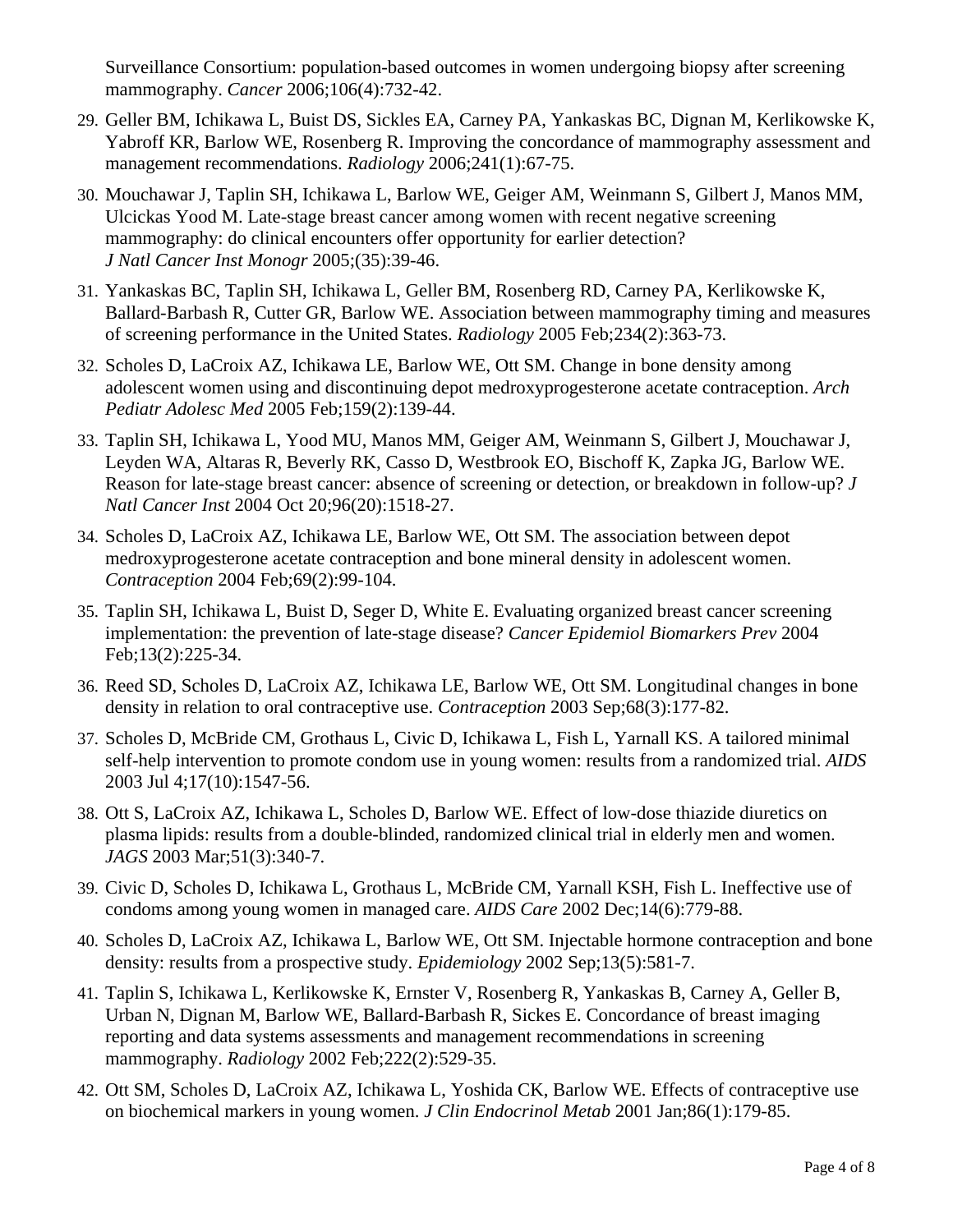Surveillance Consortium: population-based outcomes in women undergoing biopsy after screening mammography. *Cancer* 2006;106(4):732-42.

29. Geller BM, Ichikawa L, Buist DS, Sickles EA, Carney PA, Yankaskas BC, Dignan M, Kerlikowske K, Yabroff KR, Barlow WE, Rosenberg R. Improving the concordance of mammography assessment and management recommendations. *Radiology* 2006;241(1):67-75.

30. Mouchawar J, Taplin SH, Ichikawa L, Barlow WE, Geiger AM, Weinmann S, Gilbert J, Manos MM, Ulcickas Yood M. Late-stage breast cancer among women with recent negative screening mammography: do clinical encounters offer opportunity for earlier detection? *J Natl Cancer Inst Monogr* 2005;(35):39-46.

31. Yankaskas BC, Taplin SH, Ichikawa L, Geller BM, Rosenberg RD, Carney PA, Kerlikowske K, Ballard-Barbash R, Cutter GR, Barlow WE. Association between mammography timing and measures of screening performance in the United States. *Radiology* 2005 Feb;234(2):363-73.

32. Scholes D, LaCroix AZ, Ichikawa LE, Barlow WE, Ott SM. Change in bone density among adolescent women using and discontinuing depot medroxyprogesterone acetate contraception. *Arch Pediatr Adolesc Med* 2005 Feb;159(2):139-44.

33. Taplin SH, Ichikawa L, Yood MU, Manos MM, Geiger AM, Weinmann S, Gilbert J, Mouchawar J, Leyden WA, Altaras R, Beverly RK, Casso D, Westbrook EO, Bischoff K, Zapka JG, Barlow WE. Reason for late-stage breast cancer: absence of screening or detection, or breakdown in follow-up? *J Natl Cancer Inst* 2004 Oct 20;96(20):1518-27.

34. Scholes D, LaCroix AZ, Ichikawa LE, Barlow WE, Ott SM. The association between depot medroxyprogesterone acetate contraception and bone mineral density in adolescent women. *Contraception* 2004 Feb;69(2):99-104.

35. Taplin SH, Ichikawa L, Buist D, Seger D, White E. Evaluating organized breast cancer screening implementation: the prevention of late-stage disease? *Cancer Epidemiol Biomarkers Prev* 2004 Feb;13(2):225-34.

36. Reed SD, Scholes D, LaCroix AZ, Ichikawa LE, Barlow WE, Ott SM. Longitudinal changes in bone density in relation to oral contraceptive use. *Contraception* 2003 Sep;68(3):177-82.

37. Scholes D, McBride CM, Grothaus L, Civic D, Ichikawa L, Fish L, Yarnall KS. A tailored minimal self-help intervention to promote condom use in young women: results from a randomized trial. *AIDS* 2003 Jul 4;17(10):1547-56.

38. Ott S, LaCroix AZ, Ichikawa L, Scholes D, Barlow WE. Effect of low-dose thiazide diuretics on plasma lipids: results from a double-blinded, randomized clinical trial in elderly men and women. *JAGS* 2003 Mar;51(3):340-7.

39. Civic D, Scholes D, Ichikawa L, Grothaus L, McBride CM, Yarnall KSH, Fish L. Ineffective use of condoms among young women in managed care. *AIDS Care* 2002 Dec;14(6):779-88.

40. Scholes D, LaCroix AZ, Ichikawa L, Barlow WE, Ott SM. Injectable hormone contraception and bone density: results from a prospective study. *Epidemiology* 2002 Sep;13(5):581-7.

41. Taplin S, Ichikawa L, Kerlikowske K, Ernster V, Rosenberg R, Yankaskas B, Carney A, Geller B, Urban N, Dignan M, Barlow WE, Ballard-Barbash R, Sickes E. Concordance of breast imaging reporting and data systems assessments and management recommendations in screening mammography. *Radiology* 2002 Feb;222(2):529-35.

42. Ott SM, Scholes D, LaCroix AZ, Ichikawa L, Yoshida CK, Barlow WE. Effects of contraceptive use on biochemical markers in young women. *J Clin Endocrinol Metab* 2001 Jan;86(1):179-85.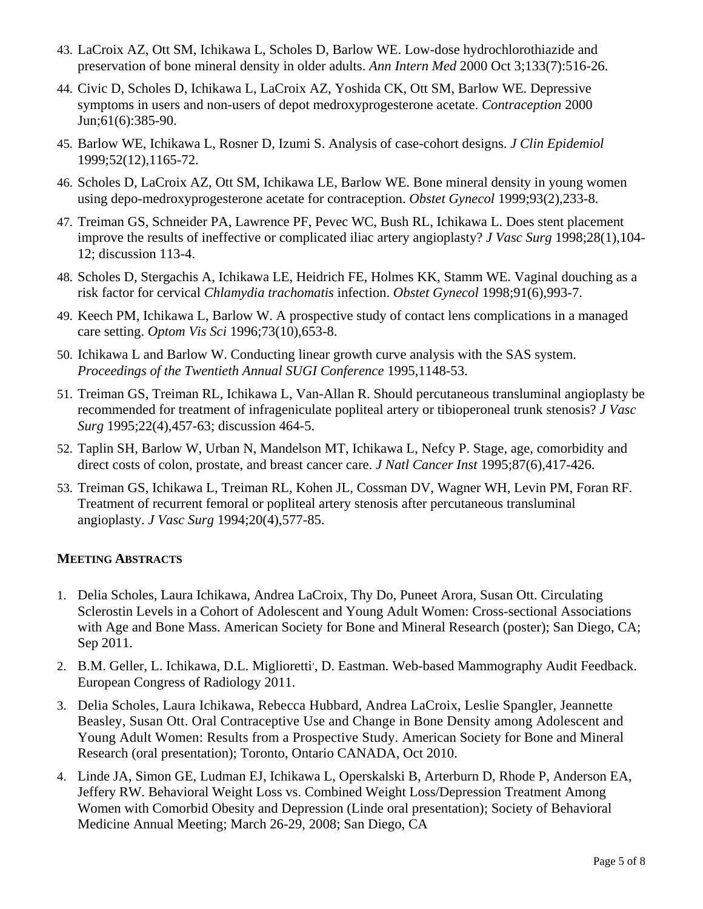43. LaCroix AZ, Ott SM, Ichikawa L, Scholes D, Barlow WE. Low-dose hydrochlorothiazide and preservation of bone mineral density in older adults. *Ann Intern Med* 2000 Oct 3;133(7):516-26.

44. Civic D, Scholes D, Ichikawa L, LaCroix AZ, Yoshida CK, Ott SM, Barlow WE. Depressive symptoms in users and non-users of depot medroxyprogesterone acetate. *Contraception* 2000 Jun;61(6):385-90.

45. Barlow WE, Ichikawa L, Rosner D, Izumi S. Analysis of case-cohort designs. *J Clin Epidemiol* 1999;52(12),1165-72.

46. Scholes D, LaCroix AZ, Ott SM, Ichikawa LE, Barlow WE. Bone mineral density in young women using depo-medroxyprogesterone acetate for contraception. *Obstet Gynecol* 1999;93(2),233-8.

47. Treiman GS, Schneider PA, Lawrence PF, Pevec WC, Bush RL, Ichikawa L. Does stent placement improve the results of ineffective or complicated iliac artery angioplasty? *J Vasc Surg* 1998;28(1),104-12; discussion 113-4.

48. Scholes D, Stergachis A, Ichikawa LE, Heidrich FE, Holmes KK, Stamm WE. Vaginal douching as a risk factor for cervical *Chlamydia trachomatis* infection. *Obstet Gynecol* 1998;91(6),993-7.

49. Keech PM, Ichikawa L, Barlow W. A prospective study of contact lens complications in a managed care setting. *Optom Vis Sci* 1996;73(10),653-8.

50. Ichikawa L and Barlow W. Conducting linear growth curve analysis with the SAS system. *Proceedings of the Twentieth Annual SUGI Conference* 1995,1148-53.

51. Treiman GS, Treiman RL, Ichikawa L, Van-Allan R. Should percutaneous transluminal angioplasty be recommended for treatment of infrageniculate popliteal artery or tibioperoneal trunk stenosis? *J Vasc Surg* 1995;22(4),457-63; discussion 464-5.

52. Taplin SH, Barlow W, Urban N, Mandelson MT, Ichikawa L, Nefcy P. Stage, age, comorbidity and direct costs of colon, prostate, and breast cancer care. *J Natl Cancer Inst* 1995;87(6),417-426.

53. Treiman GS, Ichikawa L, Treiman RL, Kohen JL, Cossman DV, Wagner WH, Levin PM, Foran RF. Treatment of recurrent femoral or popliteal artery stenosis after percutaneous transluminal angioplasty. *J Vasc Surg* 1994;20(4),577-85.

## MEETING ABSTRACTS

1. Delia Scholes, Laura Ichikawa, Andrea LaCroix, Thy Do, Puneet Arora, Susan Ott. Circulating Sclerostin Levels in a Cohort of Adolescent and Young Adult Women: Cross-sectional Associations with Age and Bone Mass. American Society for Bone and Mineral Research (poster); San Diego, CA; Sep 2011.

2. B.M. Geller, L. Ichikawa, D.L. Miglioretti, D. Eastman. Web-based Mammography Audit Feedback. European Congress of Radiology 2011.

3. Delia Scholes, Laura Ichikawa, Rebecca Hubbard, Andrea LaCroix, Leslie Spangler, Jeannette Beasley, Susan Ott. Oral Contraceptive Use and Change in Bone Density among Adolescent and Young Adult Women: Results from a Prospective Study. American Society for Bone and Mineral Research (oral presentation); Toronto, Ontario CANADA, Oct 2010.

4. Linde JA, Simon GE, Ludman EJ, Ichikawa L, Operskalski B, Arterburn D, Rhode P, Anderson EA, Jeffery RW. Behavioral Weight Loss vs. Combined Weight Loss/Depression Treatment Among Women with Comorbid Obesity and Depression (Linde oral presentation); Society of Behavioral Medicine Annual Meeting; March 26-29, 2008; San Diego, CA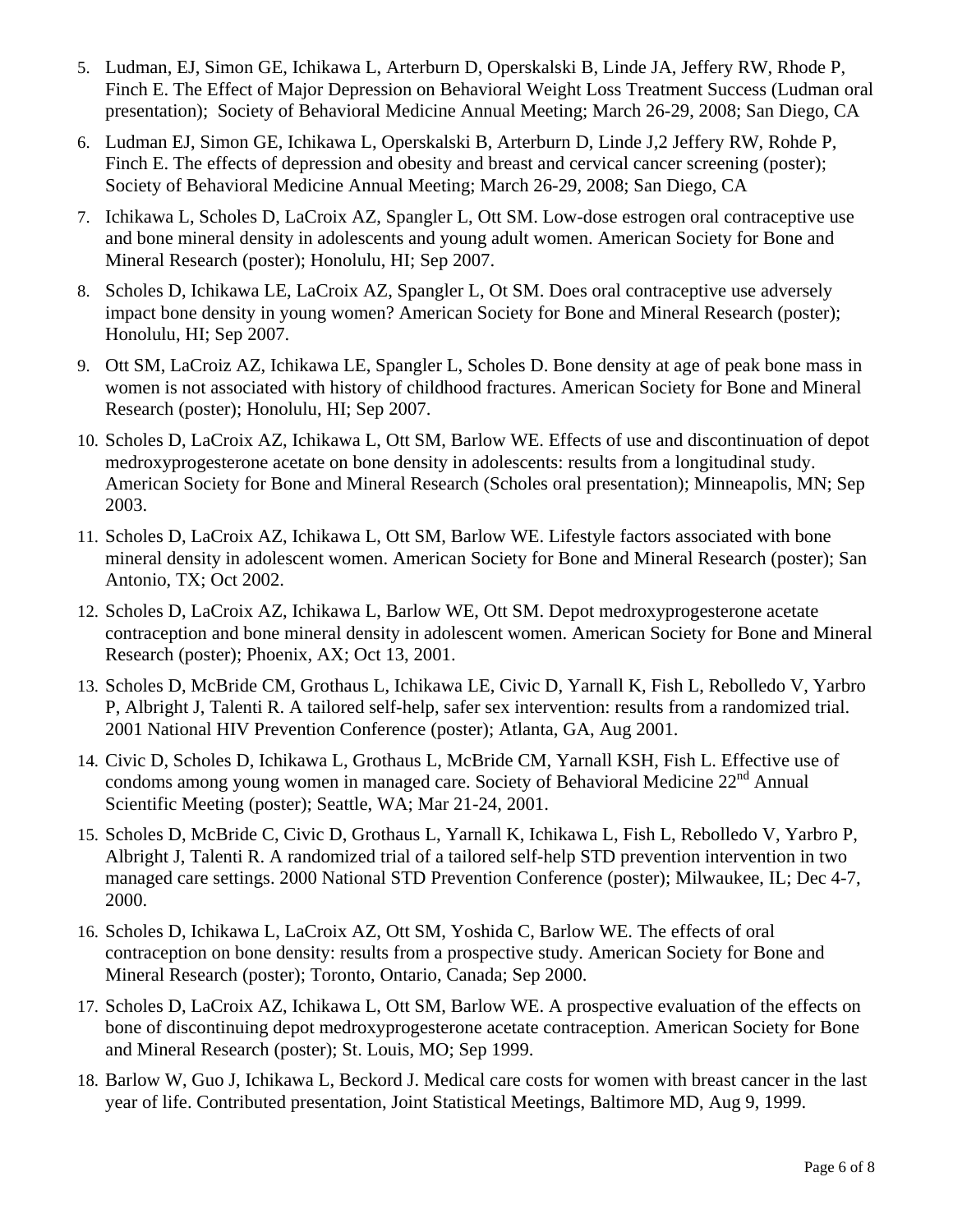5. Ludman, EJ, Simon GE, Ichikawa L, Arterburn D, Operskalski B, Linde JA, Jeffery RW, Rhode P, Finch E. The Effect of Major Depression on Behavioral Weight Loss Treatment Success (Ludman oral presentation); Society of Behavioral Medicine Annual Meeting; March 26-29, 2008; San Diego, CA
6. Ludman EJ, Simon GE, Ichikawa L, Operskalski B, Arterburn D, Linde J,2 Jeffery RW, Rohde P, Finch E. The effects of depression and obesity and breast and cervical cancer screening (poster); Society of Behavioral Medicine Annual Meeting; March 26-29, 2008; San Diego, CA
7. Ichikawa L, Scholes D, LaCroix AZ, Spangler L, Ott SM. Low-dose estrogen oral contraceptive use and bone mineral density in adolescents and young adult women. American Society for Bone and Mineral Research (poster); Honolulu, HI; Sep 2007.
8. Scholes D, Ichikawa LE, LaCroix AZ, Spangler L, Ot SM. Does oral contraceptive use adversely impact bone density in young women? American Society for Bone and Mineral Research (poster); Honolulu, HI; Sep 2007.
9. Ott SM, LaCroiz AZ, Ichikawa LE, Spangler L, Scholes D. Bone density at age of peak bone mass in women is not associated with history of childhood fractures. American Society for Bone and Mineral Research (poster); Honolulu, HI; Sep 2007.
10. Scholes D, LaCroix AZ, Ichikawa L, Ott SM, Barlow WE. Effects of use and discontinuation of depot medroxyprogesterone acetate on bone density in adolescents: results from a longitudinal study. American Society for Bone and Mineral Research (Scholes oral presentation); Minneapolis, MN; Sep 2003.
11. Scholes D, LaCroix AZ, Ichikawa L, Ott SM, Barlow WE. Lifestyle factors associated with bone mineral density in adolescent women. American Society for Bone and Mineral Research (poster); San Antonio, TX; Oct 2002.
12. Scholes D, LaCroix AZ, Ichikawa L, Barlow WE, Ott SM. Depot medroxyprogesterone acetate contraception and bone mineral density in adolescent women. American Society for Bone and Mineral Research (poster); Phoenix, AX; Oct 13, 2001.
13. Scholes D, McBride CM, Grothaus L, Ichikawa LE, Civic D, Yarnall K, Fish L, Rebolledo V, Yarbro P, Albright J, Talenti R. A tailored self-help, safer sex intervention: results from a randomized trial. 2001 National HIV Prevention Conference (poster); Atlanta, GA, Aug 2001.
14. Civic D, Scholes D, Ichikawa L, Grothaus L, McBride CM, Yarnall KSH, Fish L. Effective use of condoms among young women in managed care. Society of Behavioral Medicine 22nd Annual Scientific Meeting (poster); Seattle, WA; Mar 21-24, 2001.
15. Scholes D, McBride C, Civic D, Grothaus L, Yarnall K, Ichikawa L, Fish L, Rebolledo V, Yarbro P, Albright J, Talenti R. A randomized trial of a tailored self-help STD prevention intervention in two managed care settings. 2000 National STD Prevention Conference (poster); Milwaukee, IL; Dec 4-7, 2000.
16. Scholes D, Ichikawa L, LaCroix AZ, Ott SM, Yoshida C, Barlow WE. The effects of oral contraception on bone density: results from a prospective study. American Society for Bone and Mineral Research (poster); Toronto, Ontario, Canada; Sep 2000.
17. Scholes D, LaCroix AZ, Ichikawa L, Ott SM, Barlow WE. A prospective evaluation of the effects on bone of discontinuing depot medroxyprogesterone acetate contraception. American Society for Bone and Mineral Research (poster); St. Louis, MO; Sep 1999.
18. Barlow W, Guo J, Ichikawa L, Beckord J. Medical care costs for women with breast cancer in the last year of life. Contributed presentation, Joint Statistical Meetings, Baltimore MD, Aug 9, 1999.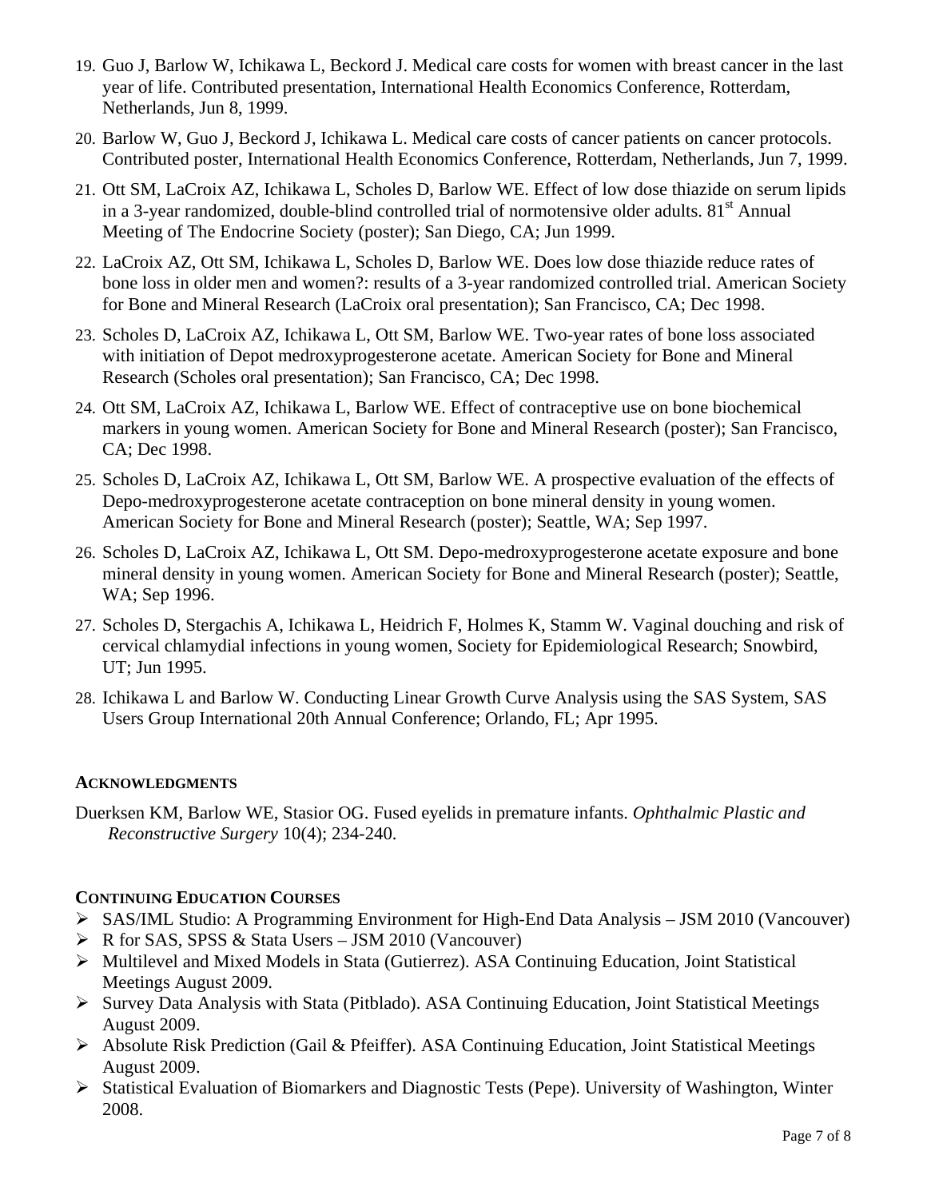19. Guo J, Barlow W, Ichikawa L, Beckord J. Medical care costs for women with breast cancer in the last year of life. Contributed presentation, International Health Economics Conference, Rotterdam, Netherlands, Jun 8, 1999.
20. Barlow W, Guo J, Beckord J, Ichikawa L. Medical care costs of cancer patients on cancer protocols. Contributed poster, International Health Economics Conference, Rotterdam, Netherlands, Jun 7, 1999.
21. Ott SM, LaCroix AZ, Ichikawa L, Scholes D, Barlow WE. Effect of low dose thiazide on serum lipids in a 3-year randomized, double-blind controlled trial of normotensive older adults. 81st Annual Meeting of The Endocrine Society (poster); San Diego, CA; Jun 1999.
22. LaCroix AZ, Ott SM, Ichikawa L, Scholes D, Barlow WE. Does low dose thiazide reduce rates of bone loss in older men and women?: results of a 3-year randomized controlled trial. American Society for Bone and Mineral Research (LaCroix oral presentation); San Francisco, CA; Dec 1998.
23. Scholes D, LaCroix AZ, Ichikawa L, Ott SM, Barlow WE. Two-year rates of bone loss associated with initiation of Depot medroxyprogesterone acetate. American Society for Bone and Mineral Research (Scholes oral presentation); San Francisco, CA; Dec 1998.
24. Ott SM, LaCroix AZ, Ichikawa L, Barlow WE. Effect of contraceptive use on bone biochemical markers in young women. American Society for Bone and Mineral Research (poster); San Francisco, CA; Dec 1998.
25. Scholes D, LaCroix AZ, Ichikawa L, Ott SM, Barlow WE. A prospective evaluation of the effects of Depo-medroxyprogesterone acetate contraception on bone mineral density in young women. American Society for Bone and Mineral Research (poster); Seattle, WA; Sep 1997.
26. Scholes D, LaCroix AZ, Ichikawa L, Ott SM. Depo-medroxyprogesterone acetate exposure and bone mineral density in young women. American Society for Bone and Mineral Research (poster); Seattle, WA; Sep 1996.
27. Scholes D, Stergachis A, Ichikawa L, Heidrich F, Holmes K, Stamm W. Vaginal douching and risk of cervical chlamydial infections in young women, Society for Epidemiological Research; Snowbird, UT; Jun 1995.
28. Ichikawa L and Barlow W. Conducting Linear Growth Curve Analysis using the SAS System, SAS Users Group International 20th Annual Conference; Orlando, FL; Apr 1995.

## ACKNOWLEDGMENTS

Duerksen KM, Barlow WE, Stasior OG. Fused eyelids in premature infants. *Ophthalmic Plastic and Reconstructive Surgery* 10(4); 234-240.

## CONTINUING EDUCATION COURSES

- SAS/IML Studio: A Programming Environment for High-End Data Analysis – JSM 2010 (Vancouver)
- R for SAS, SPSS & Stata Users – JSM 2010 (Vancouver)
- Multilevel and Mixed Models in Stata (Gutierrez). ASA Continuing Education, Joint Statistical Meetings August 2009.
- Survey Data Analysis with Stata (Pitblado). ASA Continuing Education, Joint Statistical Meetings August 2009.
- Absolute Risk Prediction (Gail & Pfeiffer). ASA Continuing Education, Joint Statistical Meetings August 2009.
- Statistical Evaluation of Biomarkers and Diagnostic Tests (Pepe). University of Washington, Winter 2008.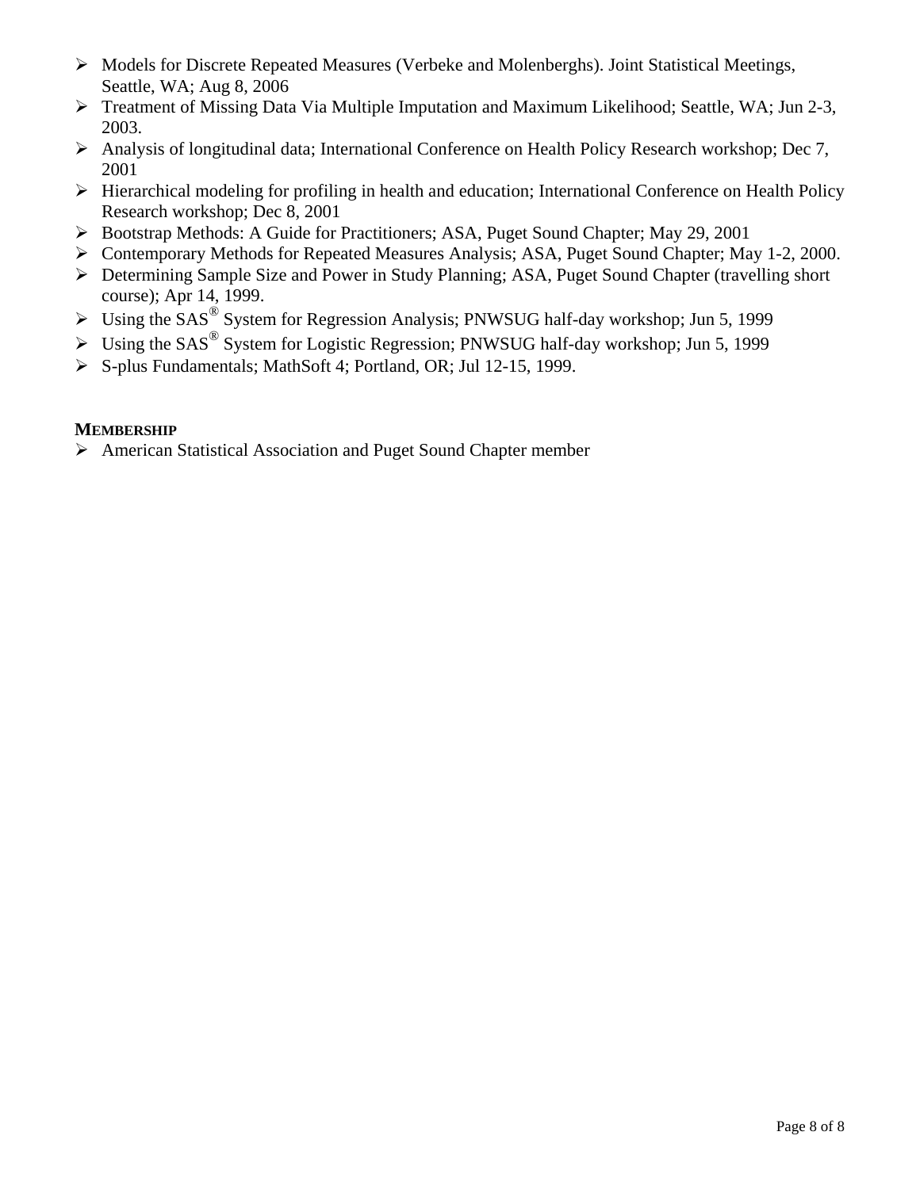- Models for Discrete Repeated Measures (Verbeke and Molenberghs). Joint Statistical Meetings, Seattle, WA; Aug 8, 2006
- Treatment of Missing Data Via Multiple Imputation and Maximum Likelihood; Seattle, WA; Jun 2-3, 2003.
- Analysis of longitudinal data; International Conference on Health Policy Research workshop; Dec 7, 2001
- Hierarchical modeling for profiling in health and education; International Conference on Health Policy Research workshop; Dec 8, 2001
- Bootstrap Methods: A Guide for Practitioners; ASA, Puget Sound Chapter; May 29, 2001
- Contemporary Methods for Repeated Measures Analysis; ASA, Puget Sound Chapter; May 1-2, 2000.
- Determining Sample Size and Power in Study Planning; ASA, Puget Sound Chapter (travelling short course); Apr 14, 1999.
- Using the SAS® System for Regression Analysis; PNWSUG half-day workshop; Jun 5, 1999
- Using the SAS® System for Logistic Regression; PNWSUG half-day workshop; Jun 5, 1999
- S-plus Fundamentals; MathSoft 4; Portland, OR; Jul 12-15, 1999.

**MEMBERSHIP**

- American Statistical Association and Puget Sound Chapter member